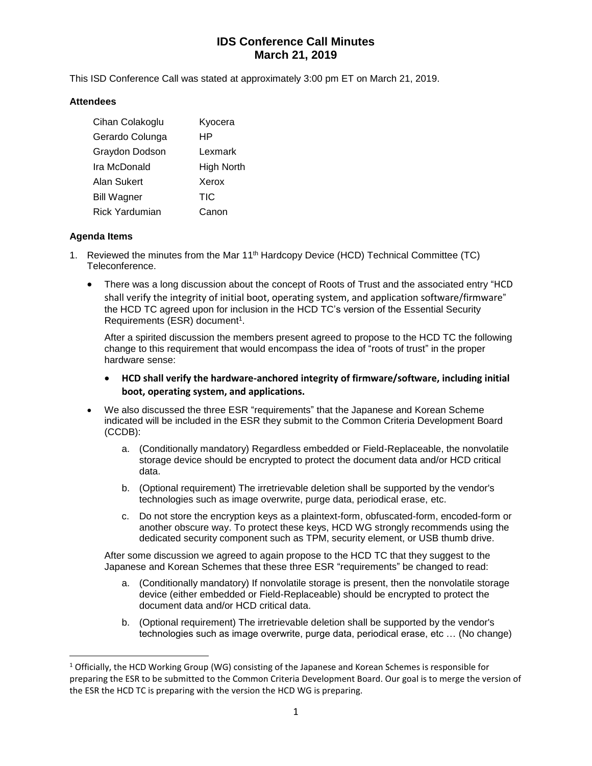# IDS Conference Call Minutes
## March 21, 2019

This ISD Conference Call was stated at approximately 3:00 pm ET on March 21, 2019.

### Attendees

| | |
|---|---|
| Cihan Colakoglu | Kyocera |
| Gerardo Colunga | HP |
| Graydon Dodson | Lexmark |
| Ira McDonald | High North |
| Alan Sukert | Xerox |
| Bill Wagner | TIC |
| Rick Yardumian | Canon |

### Agenda Items

1. Reviewed the minutes from the Mar 11th Hardcopy Device (HCD) Technical Committee (TC) Teleconference.

   - There was a long discussion about the concept of Roots of Trust and the associated entry "HCD shall verify the integrity of initial boot, operating system, and application software/firmware" the HCD TC agreed upon for inclusion in the HCD TC's version of the Essential Security Requirements (ESR) document[1].

     After a spirited discussion the members present agreed to propose to the HCD TC the following change to this requirement that would encompass the idea of "roots of trust" in the proper hardware sense:

     - **HCD shall verify the hardware-anchored integrity of firmware/software, including initial boot, operating system, and applications.**

   - We also discussed the three ESR "requirements" that the Japanese and Korean Scheme indicated will be included in the ESR they submit to the Common Criteria Development Board (CCDB):

     a. (Conditionally mandatory) Regardless embedded or Field-Replaceable, the nonvolatile storage device should be encrypted to protect the document data and/or HCD critical data.

     b. (Optional requirement) The irretrievable deletion shall be supported by the vendor's technologies such as image overwrite, purge data, periodical erase, etc.

     c. Do not store the encryption keys as a plaintext-form, obfuscated-form, encoded-form or another obscure way. To protect these keys, HCD WG strongly recommends using the dedicated security component such as TPM, security element, or USB thumb drive.

     After some discussion we agreed to again propose to the HCD TC that they suggest to the Japanese and Korean Schemes that these three ESR "requirements" be changed to read:

     a. (Conditionally mandatory) If nonvolatile storage is present, then the nonvolatile storage device (either embedded or Field-Replaceable) should be encrypted to protect the document data and/or HCD critical data.

     b. (Optional requirement) The irretrievable deletion shall be supported by the vendor's technologies such as image overwrite, purge data, periodical erase, etc … (No change)

---

[1] Officially, the HCD Working Group (WG) consisting of the Japanese and Korean Schemes is responsible for preparing the ESR to be submitted to the Common Criteria Development Board. Our goal is to merge the version of the ESR the HCD TC is preparing with the version the HCD WG is preparing.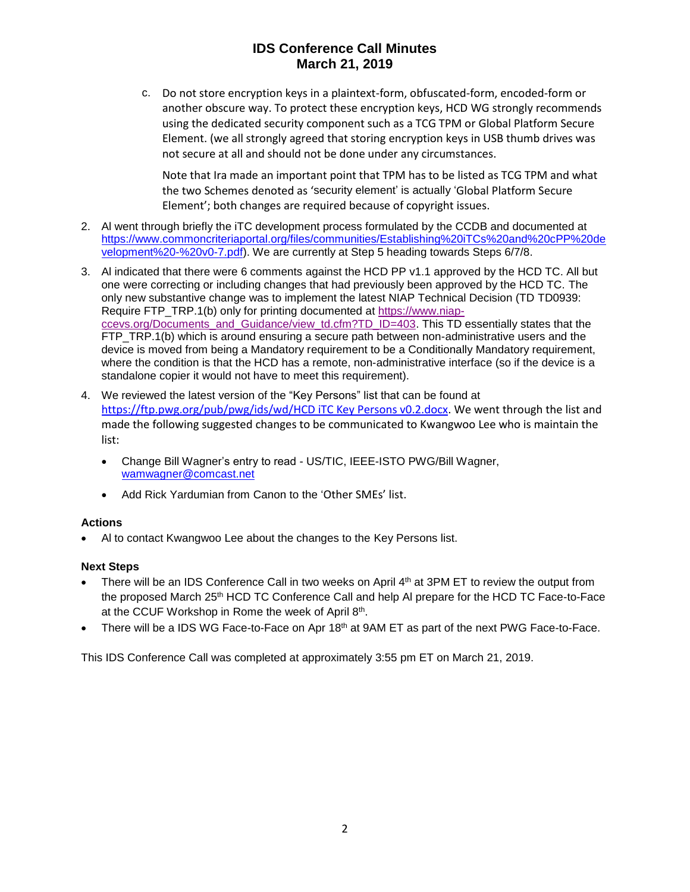c. Do not store encryption keys in a plaintext-form, obfuscated-form, encoded-form or another obscure way. To protect these encryption keys, HCD WG strongly recommends using the dedicated security component such as a TCG TPM or Global Platform Secure Element. (we all strongly agreed that storing encryption keys in USB thumb drives was not secure at all and should not be done under any circumstances.

   Note that Ira made an important point that TPM has to be listed as TCG TPM and what the two Schemes denoted as 'security element' is actually 'Global Platform Secure Element'; both changes are required because of copyright issues.

2. Al went through briefly the iTC development process formulated by the CCDB and documented at https://www.commoncriteriaportal.org/files/communities/Establishing%20iTCs%20and%20cPP%20development%20-%20v0-7.pdf). We are currently at Step 5 heading towards Steps 6/7/8.
3. Al indicated that there were 6 comments against the HCD PP v1.1 approved by the HCD TC. All but one were correcting or including changes that had previously been approved by the HCD TC. The only new substantive change was to implement the latest NIAP Technical Decision (TD TD0939: Require FTP_TRP.1(b) only for printing documented at https://www.niap-ccevs.org/Documents_and_Guidance/view_td.cfm?TD_ID=403. This TD essentially states that the FTP_TRP.1(b) which is around ensuring a secure path between non-administrative users and the device is moved from being a Mandatory requirement to be a Conditionally Mandatory requirement, where the condition is that the HCD has a remote, non-administrative interface (so if the device is a standalone copier it would not have to meet this requirement).
4. We reviewed the latest version of the "Key Persons" list that can be found at https://ftp.pwg.org/pub/pwg/ids/wd/HCD iTC Key Persons v0.2.docx. We went through the list and made the following suggested changes to be communicated to Kwangwoo Lee who is maintain the list:
   - Change Bill Wagner's entry to read - US/TIC, IEEE-ISTO PWG/Bill Wagner, wamwagner@comcast.net
   - Add Rick Yardumian from Canon to the 'Other SMEs' list.

### Actions

- Al to contact Kwangwoo Lee about the changes to the Key Persons list.

### Next Steps

- There will be an IDS Conference Call in two weeks on April 4th at 3PM ET to review the output from the proposed March 25th HCD TC Conference Call and help Al prepare for the HCD TC Face-to-Face at the CCUF Workshop in Rome the week of April 8th.
- There will be a IDS WG Face-to-Face on Apr 18th at 9AM ET as part of the next PWG Face-to-Face.

This IDS Conference Call was completed at approximately 3:55 pm ET on March 21, 2019.